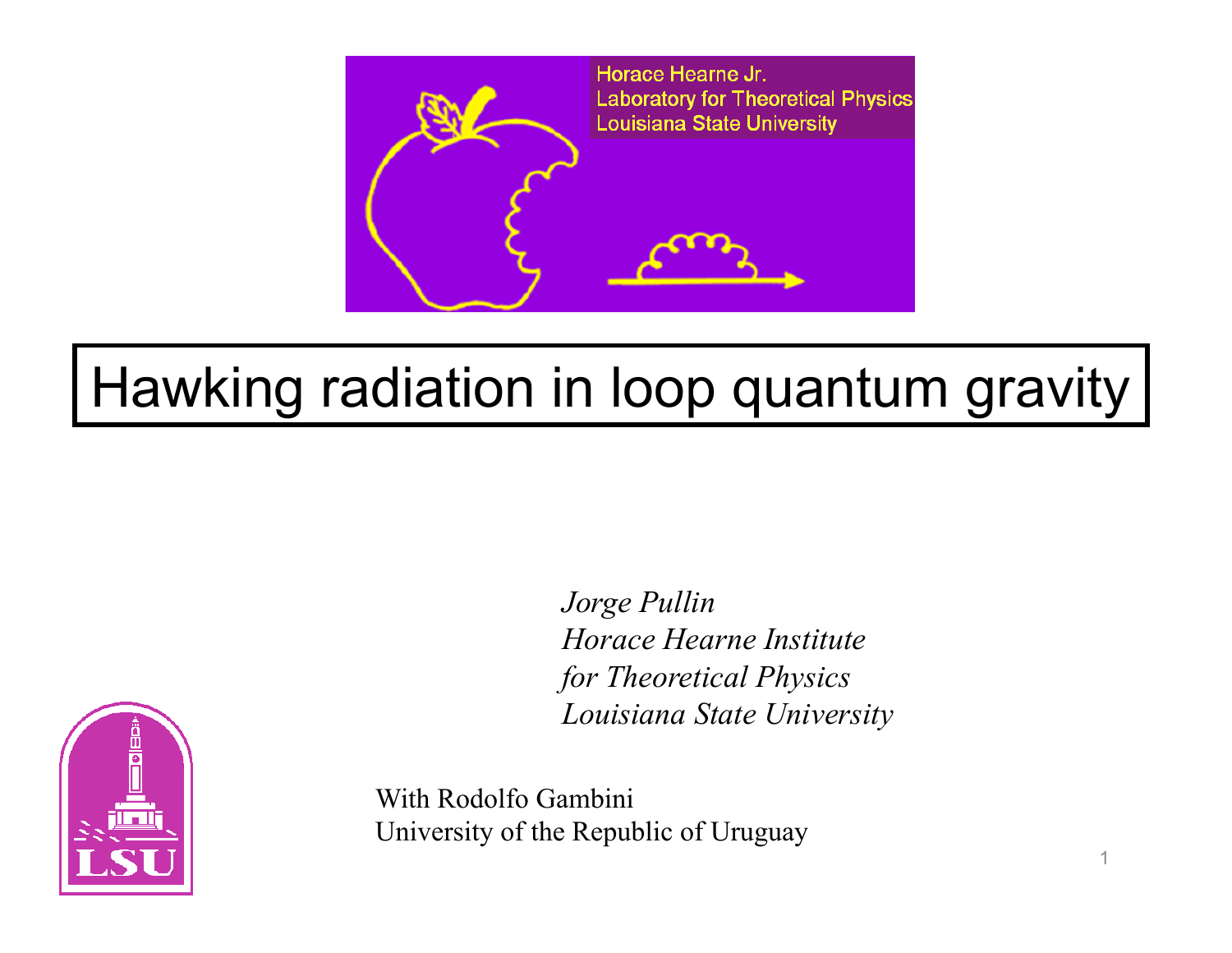Horace Hearne Jr.
Laboratory for Theoretical Physics
Louisiana State University

# Hawking radiation in loop quantum gravity

*Jorge Pullin*
*Horace Hearne Institute*
*for Theoretical Physics*
*Louisiana State University*

With Rodolfo Gambini
University of the Republic of Uruguay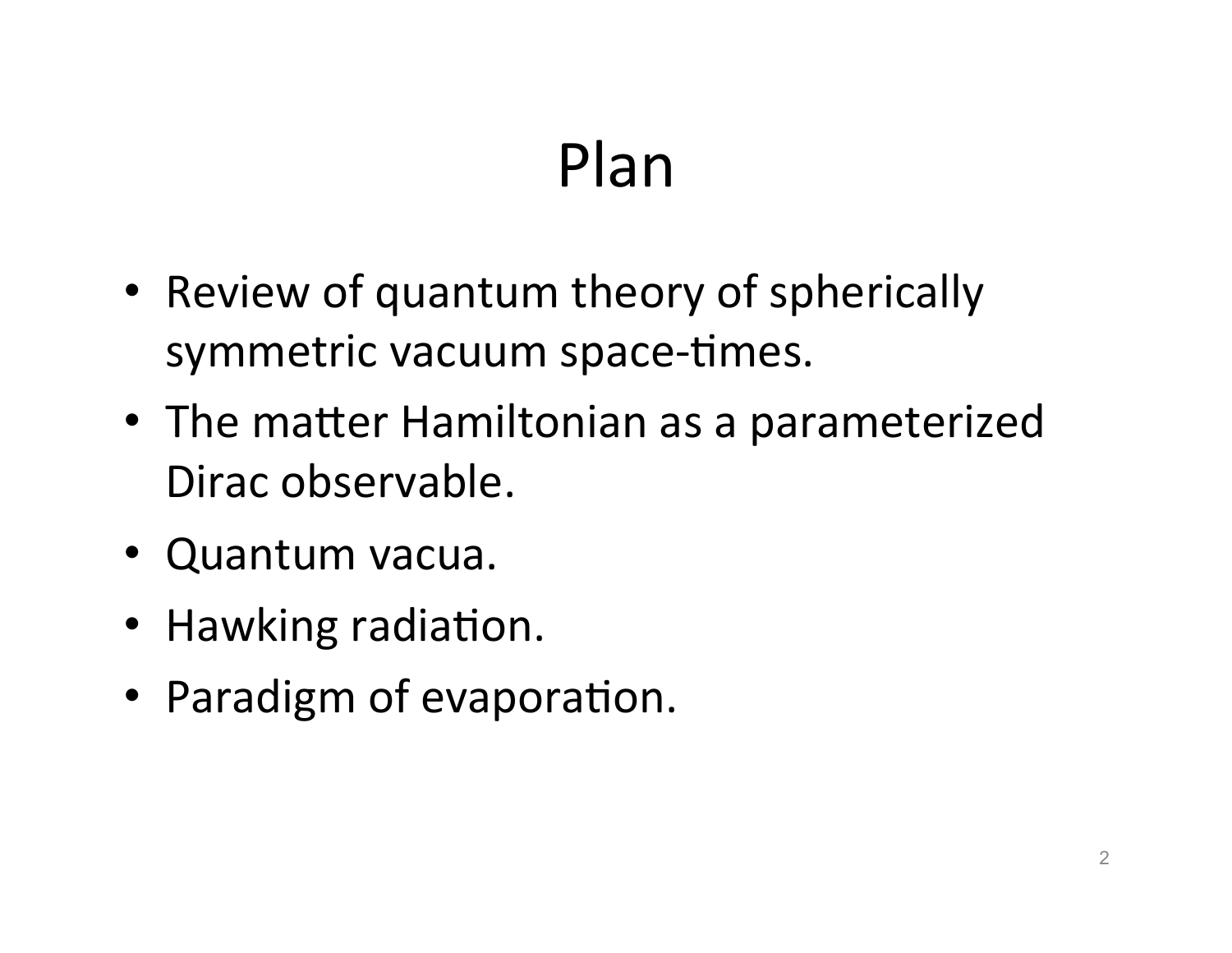# Plan

- Review of quantum theory of spherically symmetric vacuum space-times.
- The matter Hamiltonian as a parameterized Dirac observable.
- Quantum vacua.
- Hawking radiation.
- Paradigm of evaporation.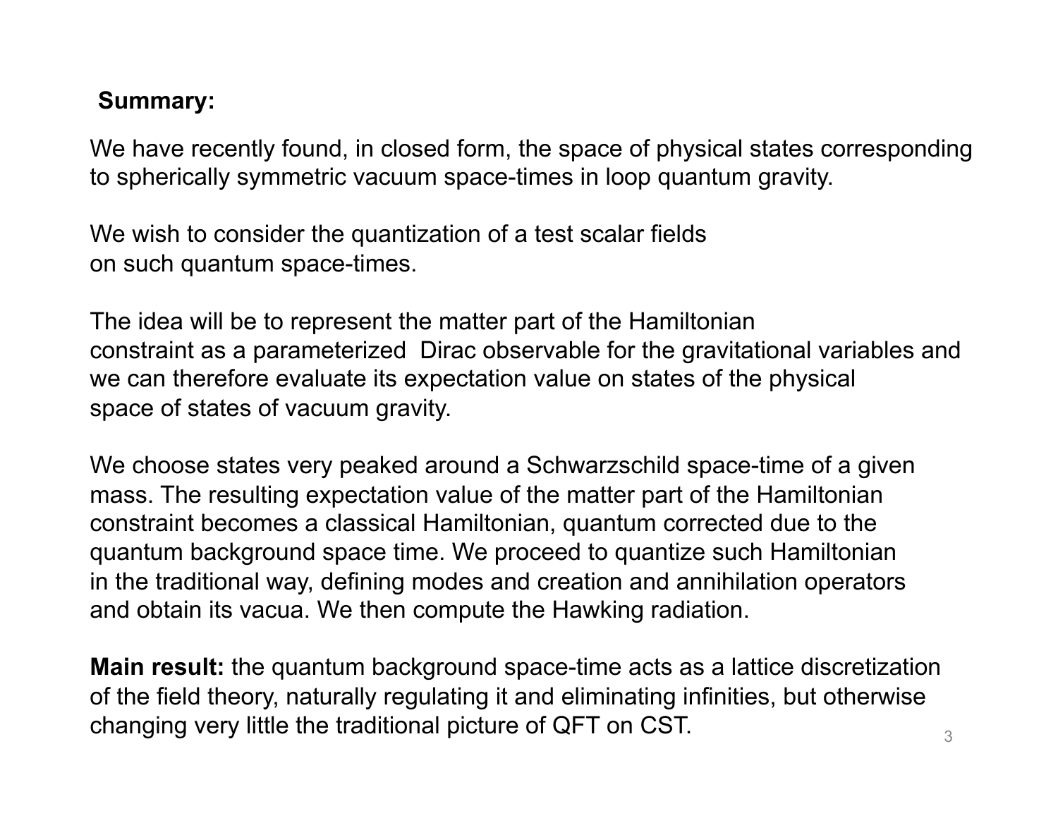**Summary:**

We have recently found, in closed form, the space of physical states corresponding to spherically symmetric vacuum space-times in loop quantum gravity.

We wish to consider the quantization of a test scalar fields on such quantum space-times.

The idea will be to represent the matter part of the Hamiltonian constraint as a parameterized Dirac observable for the gravitational variables and we can therefore evaluate its expectation value on states of the physical space of states of vacuum gravity.

We choose states very peaked around a Schwarzschild space-time of a given mass. The resulting expectation value of the matter part of the Hamiltonian constraint becomes a classical Hamiltonian, quantum corrected due to the quantum background space time. We proceed to quantize such Hamiltonian in the traditional way, defining modes and creation and annihilation operators and obtain its vacua. We then compute the Hawking radiation.

**Main result:** the quantum background space-time acts as a lattice discretization of the field theory, naturally regulating it and eliminating infinities, but otherwise changing very little the traditional picture of QFT on CST.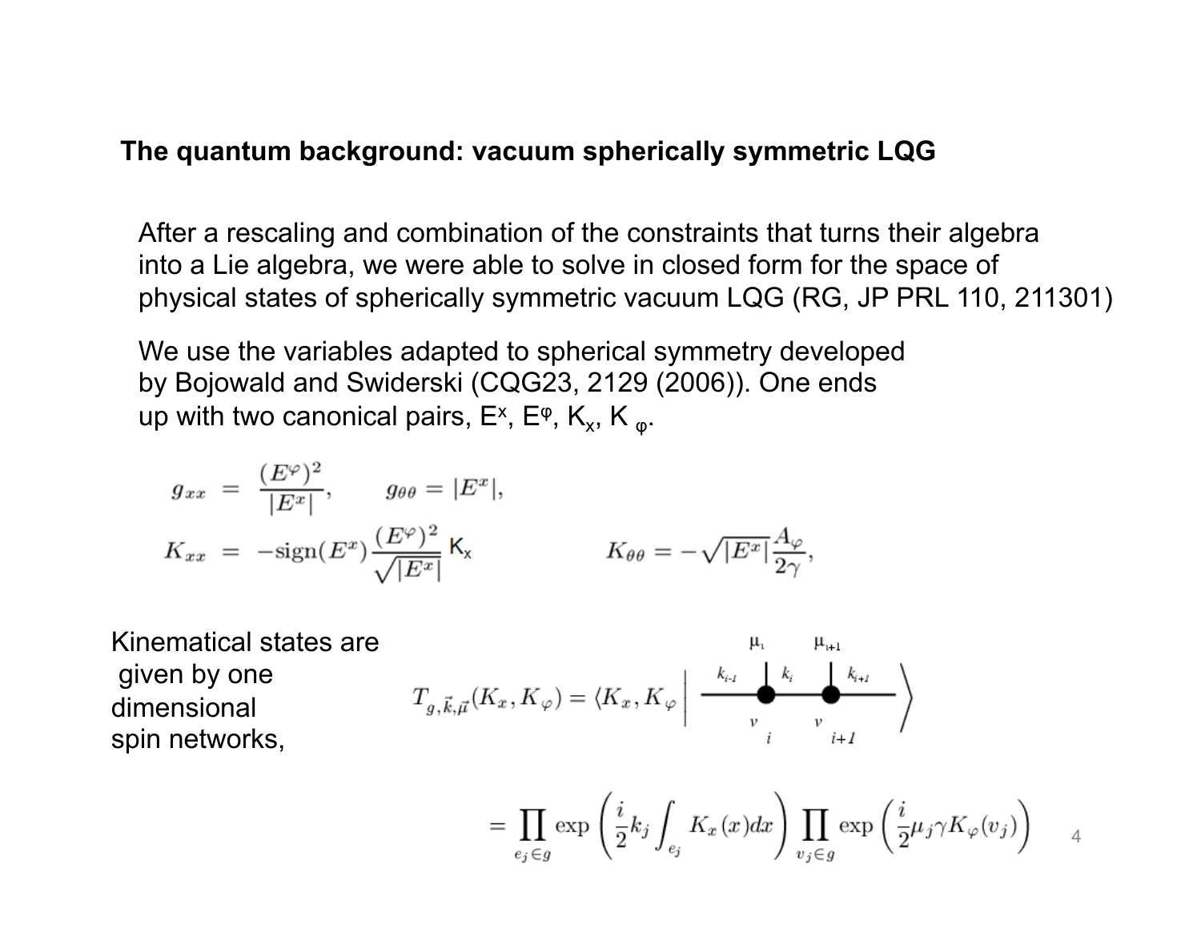**The quantum background: vacuum spherically symmetric LQG**

After a rescaling and combination of the constraints that turns their algebra into a Lie algebra, we were able to solve in closed form for the space of physical states of spherically symmetric vacuum LQG (RG, JP PRL 110, 211301)

We use the variables adapted to spherical symmetry developed by Bojowald and Swiderski (CQG23, 2129 (2006)). One ends up with two canonical pairs, $E^x$, $E^\varphi$, $K_x$, $K_\varphi$.

$$g_{xx} = \frac{(E^\varphi)^2}{|E^x|}, \qquad g_{\theta\theta} = |E^x|,$$

$$K_{xx} = -\text{sign}(E^x)\frac{(E^\varphi)^2}{\sqrt{|E^x|}} K_x \qquad\qquad K_{\theta\theta} = -\sqrt{|E^x|}\frac{A_\varphi}{2\gamma},$$

Kinematical states are given by one dimensional spin networks,

$$T_{g,\vec{k},\vec{\mu}}(K_x, K_\varphi) = \langle K_x, K_\varphi \,|\, \text{(spin network: edges } k_{i-1}, k_i, k_{i+1}\text{; vertices } v_i, v_{i+1}\text{ with } \mu_i, \mu_{i+1}) \rangle$$

$$= \prod_{e_j \in g} \exp\left(\frac{i}{2} k_j \int_{e_j} K_x(x) dx\right) \prod_{v_j \in g} \exp\left(\frac{i}{2}\mu_j \gamma K_\varphi(v_j)\right)$$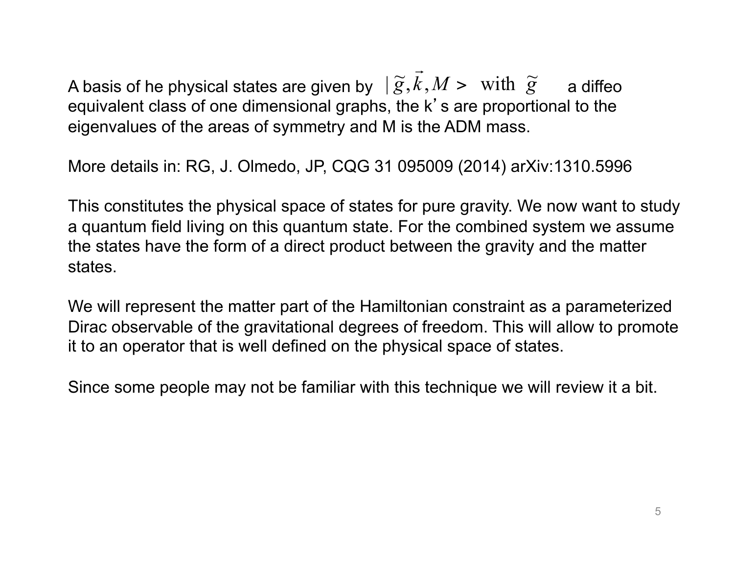A basis of he physical states are given by $|\,\tilde{g}, \vec{k}, M>$ with $\tilde{g}$ a diffeo equivalent class of one dimensional graphs, the k's are proportional to the eigenvalues of the areas of symmetry and M is the ADM mass.

More details in: RG, J. Olmedo, JP, CQG 31 095009 (2014) arXiv:1310.5996

This constitutes the physical space of states for pure gravity. We now want to study a quantum field living on this quantum state. For the combined system we assume the states have the form of a direct product between the gravity and the matter states.

We will represent the matter part of the Hamiltonian constraint as a parameterized Dirac observable of the gravitational degrees of freedom. This will allow to promote it to an operator that is well defined on the physical space of states.

Since some people may not be familiar with this technique we will review it a bit.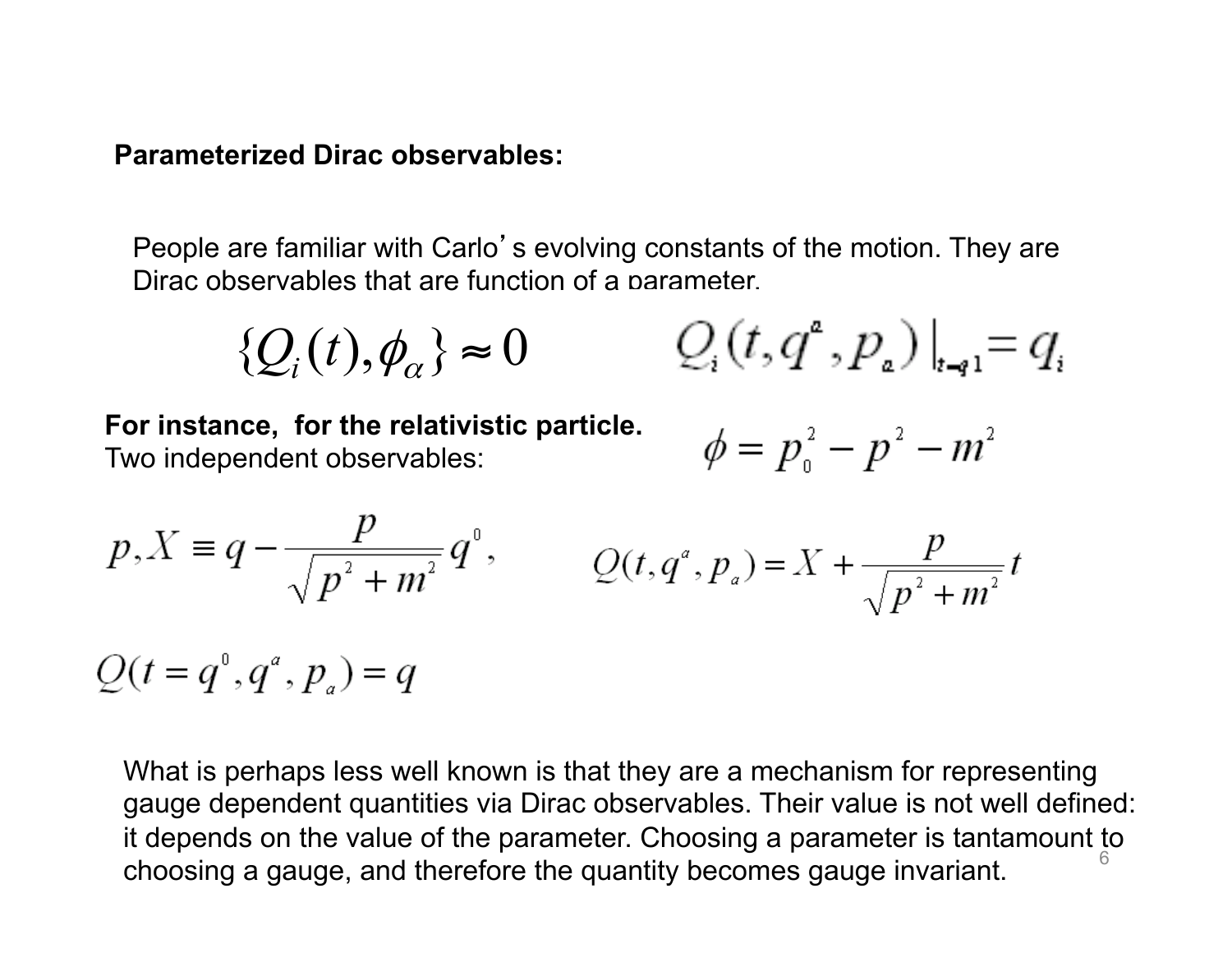**Parameterized Dirac observables:**

People are familiar with Carlo's evolving constants of the motion. They are Dirac observables that are function of a parameter.

$$\{Q_i(t), \phi_\alpha\} \approx 0 \qquad Q_i(t, q^a, p_a)\,|_{t=q^1} = q_i$$

**For instance, for the relativistic particle.**
Two independent observables:

$$\phi = p_0^2 - p^2 - m^2$$

$$p, X \equiv q - \frac{p}{\sqrt{p^2 + m^2}} q^0, \qquad Q(t, q^a, p_a) = X + \frac{p}{\sqrt{p^2 + m^2}} t$$

$$Q(t = q^0, q^a, p_a) = q$$

What is perhaps less well known is that they are a mechanism for representing gauge dependent quantities via Dirac observables. Their value is not well defined: it depends on the value of the parameter. Choosing a parameter is tantamount to choosing a gauge, and therefore the quantity becomes gauge invariant.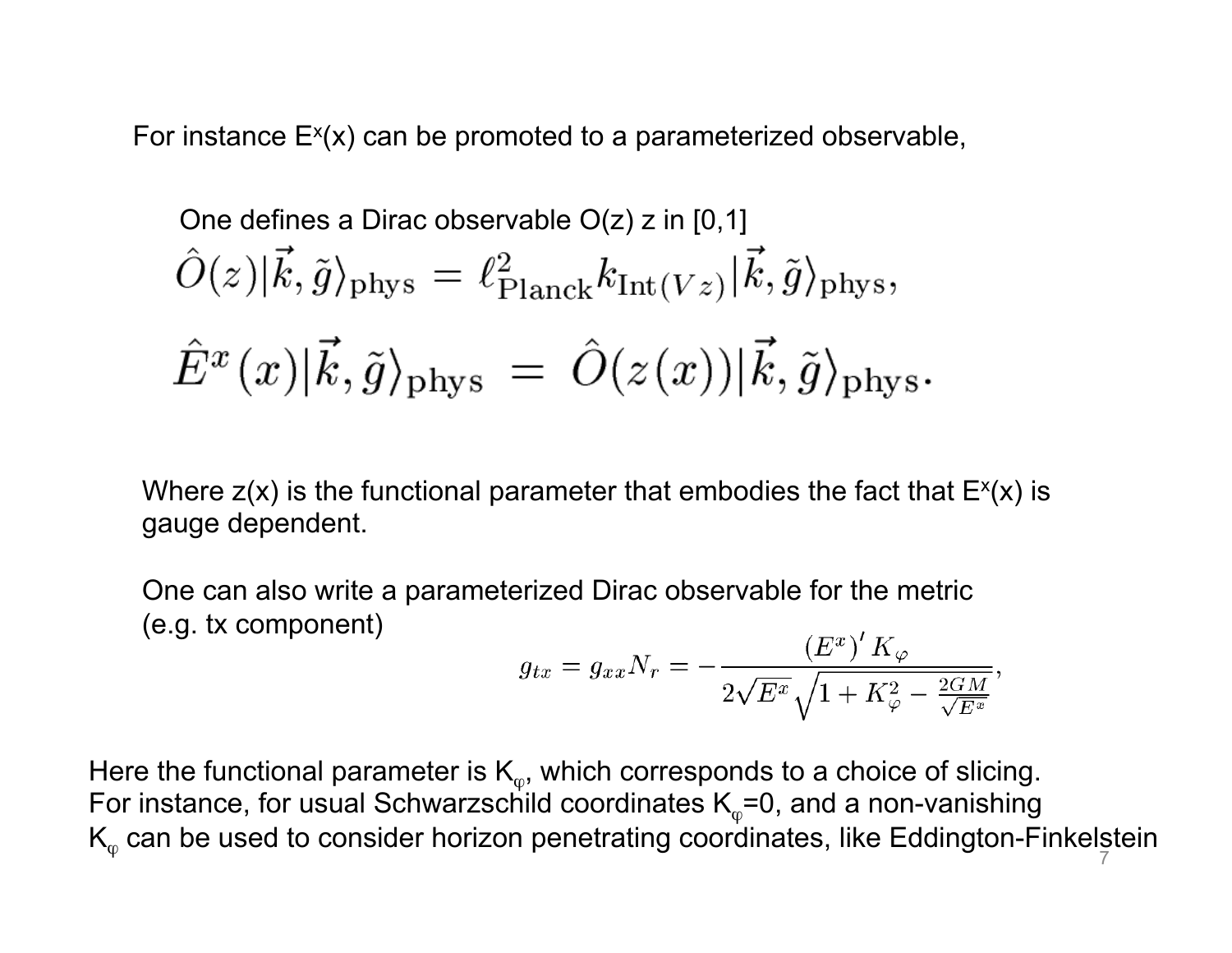For instance $E^x(x)$ can be promoted to a parameterized observable,

One defines a Dirac observable O(z) z in [0,1]

$$\hat{O}(z)|\vec{k},\tilde{g}\rangle_{\rm phys} = \ell^2_{\rm Planck} k_{{\rm Int}(V z)}|\vec{k},\tilde{g}\rangle_{\rm phys},$$

$$\hat{E}^x(x)|\vec{k},\tilde{g}\rangle_{\rm phys} = \hat{O}(z(x))|\vec{k},\tilde{g}\rangle_{\rm phys}.$$

Where z(x) is the functional parameter that embodies the fact that $E^x(x)$ is gauge dependent.

One can also write a parameterized Dirac observable for the metric (e.g. tx component)

$$g_{tx} = g_{xx} N_r = -\frac{(E^x)' K_\varphi}{2\sqrt{E^x}\sqrt{1+K_\varphi^2 - \frac{2GM}{\sqrt{E^x}}}},$$

Here the functional parameter is $K_\varphi$, which corresponds to a choice of slicing. For instance, for usual Schwarzschild coordinates $K_\varphi=0$, and a non-vanishing $K_\varphi$ can be used to consider horizon penetrating coordinates, like Eddington-Finkelstein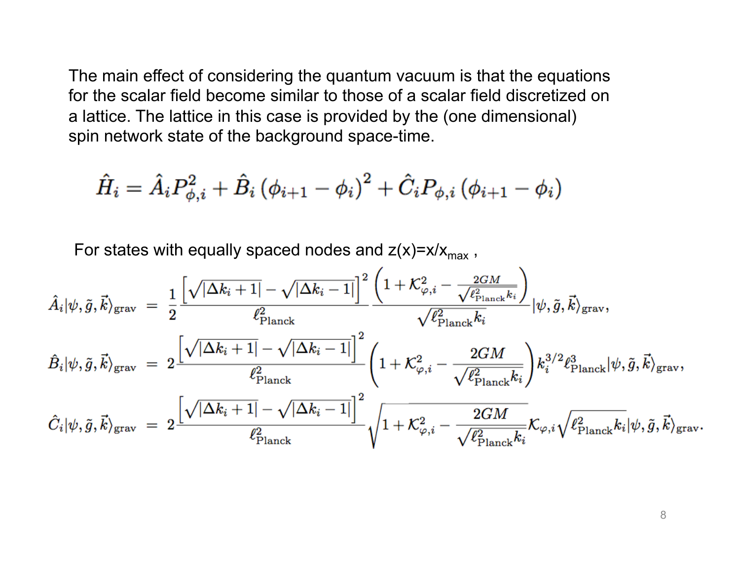The main effect of considering the quantum vacuum is that the equations for the scalar field become similar to those of a scalar field discretized on a lattice. The lattice in this case is provided by the (one dimensional) spin network state of the background space-time.

$$\hat{H}_i = \hat{A}_i P_{\phi,i}^2 + \hat{B}_i \left(\phi_{i+1} - \phi_i\right)^2 + \hat{C}_i P_{\phi,i} \left(\phi_{i+1} - \phi_i\right)$$

For states with equally spaced nodes and $z(x)=x/x_{max}$ ,

$$\hat{A}_i|\psi, \tilde{g}, \vec{k}\rangle_{\rm grav} = \frac{1}{2}\frac{\left[\sqrt{|\Delta k_i + 1|} - \sqrt{|\Delta k_i - 1|}\right]^2}{\ell_{\rm Planck}^2} \frac{\left(1 + \mathcal{K}_{\varphi,i}^2 - \frac{2GM}{\sqrt{\ell_{\rm Planck}^2 k_i}}\right)}{\sqrt{\ell_{\rm Planck}^2 k_i}} |\psi, \tilde{g}, \vec{k}\rangle_{\rm grav},$$

$$\hat{B}_i|\psi, \tilde{g}, \vec{k}\rangle_{\rm grav} = 2\frac{\left[\sqrt{|\Delta k_i + 1|} - \sqrt{|\Delta k_i - 1|}\right]^2}{\ell_{\rm Planck}^2} \left(1 + \mathcal{K}_{\varphi,i}^2 - \frac{2GM}{\sqrt{\ell_{\rm Planck}^2 k_i}}\right) k_i^{3/2} \ell_{\rm Planck}^3 |\psi, \tilde{g}, \vec{k}\rangle_{\rm grav},$$

$$\hat{C}_i|\psi, \tilde{g}, \vec{k}\rangle_{\rm grav} = 2\frac{\left[\sqrt{|\Delta k_i + 1|} - \sqrt{|\Delta k_i - 1|}\right]^2}{\ell_{\rm Planck}^2} \sqrt{1 + \mathcal{K}_{\varphi,i}^2 - \frac{2GM}{\sqrt{\ell_{\rm Planck}^2 k_i}}} \mathcal{K}_{\varphi,i} \sqrt{\ell_{\rm Planck}^2 k_i} |\psi, \tilde{g}, \vec{k}\rangle_{\rm grav}.$$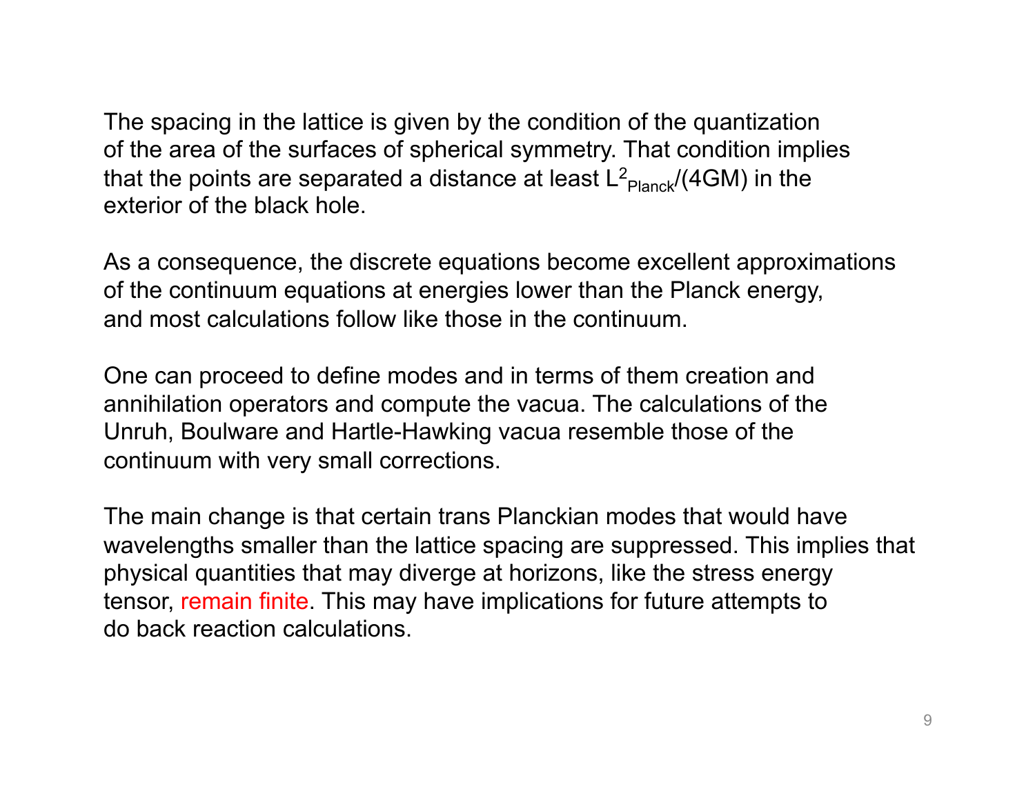The spacing in the lattice is given by the condition of the quantization of the area of the surfaces of spherical symmetry. That condition implies that the points are separated a distance at least $L^2_{Planck}/(4GM)$ in the exterior of the black hole.

As a consequence, the discrete equations become excellent approximations of the continuum equations at energies lower than the Planck energy, and most calculations follow like those in the continuum.

One can proceed to define modes and in terms of them creation and annihilation operators and compute the vacua. The calculations of the Unruh, Boulware and Hartle-Hawking vacua resemble those of the continuum with very small corrections.

The main change is that certain trans Planckian modes that would have wavelengths smaller than the lattice spacing are suppressed. This implies that physical quantities that may diverge at horizons, like the stress energy tensor, remain finite. This may have implications for future attempts to do back reaction calculations.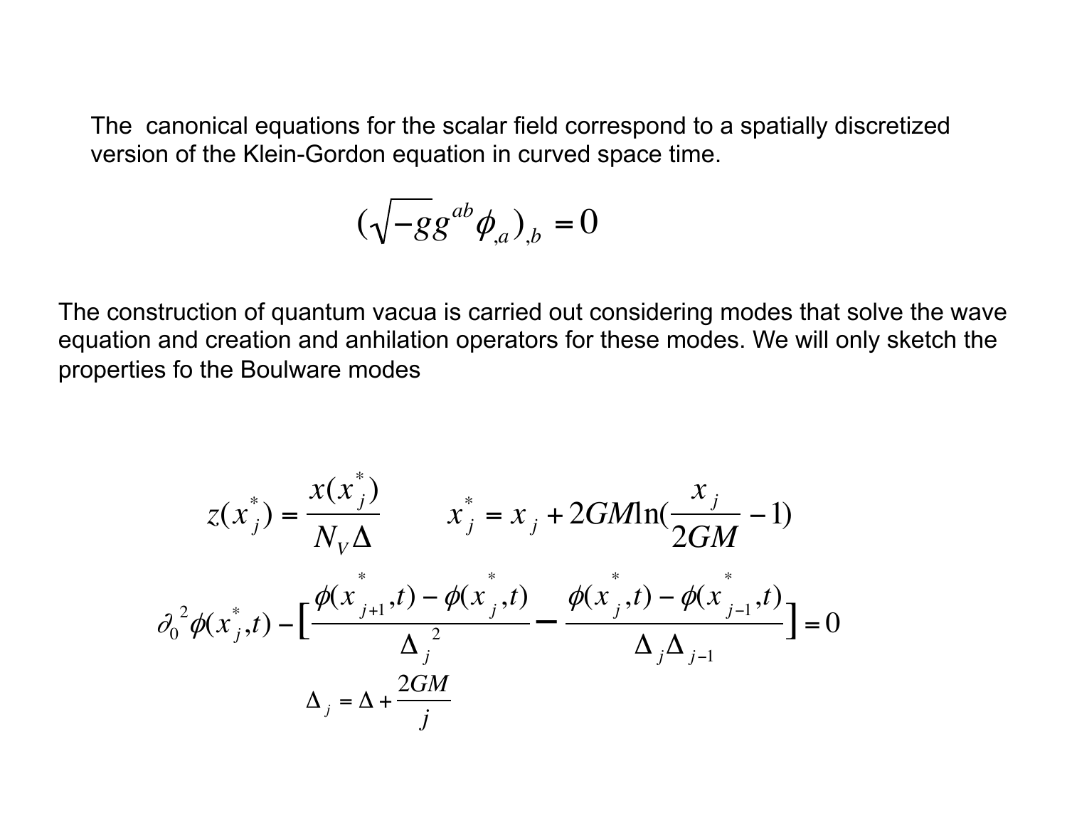The canonical equations for the scalar field correspond to a spatially discretized version of the Klein-Gordon equation in curved space time.

$$(\sqrt{-g}g^{ab}\phi_{,a})_{,b} = 0$$

The construction of quantum vacua is carried out considering modes that solve the wave equation and creation and anhilation operators for these modes. We will only sketch the properties fo the Boulware modes

$$z(x^*_j) = \frac{x(x^*_j)}{N_V \Delta} \qquad x^*_j = x_j + 2GM\ln(\frac{x_j}{2GM} - 1)$$

$$\partial_0{}^2\phi(x^*_j,t) - [\frac{\phi(x^*_{j+1},t) - \phi(x^*_j,t)}{\Delta_j{}^2} - \frac{\phi(x^*_j,t) - \phi(x^*_{j-1},t)}{\Delta_j \Delta_{j-1}}] = 0$$

$$\Delta_j = \Delta + \frac{2GM}{j}$$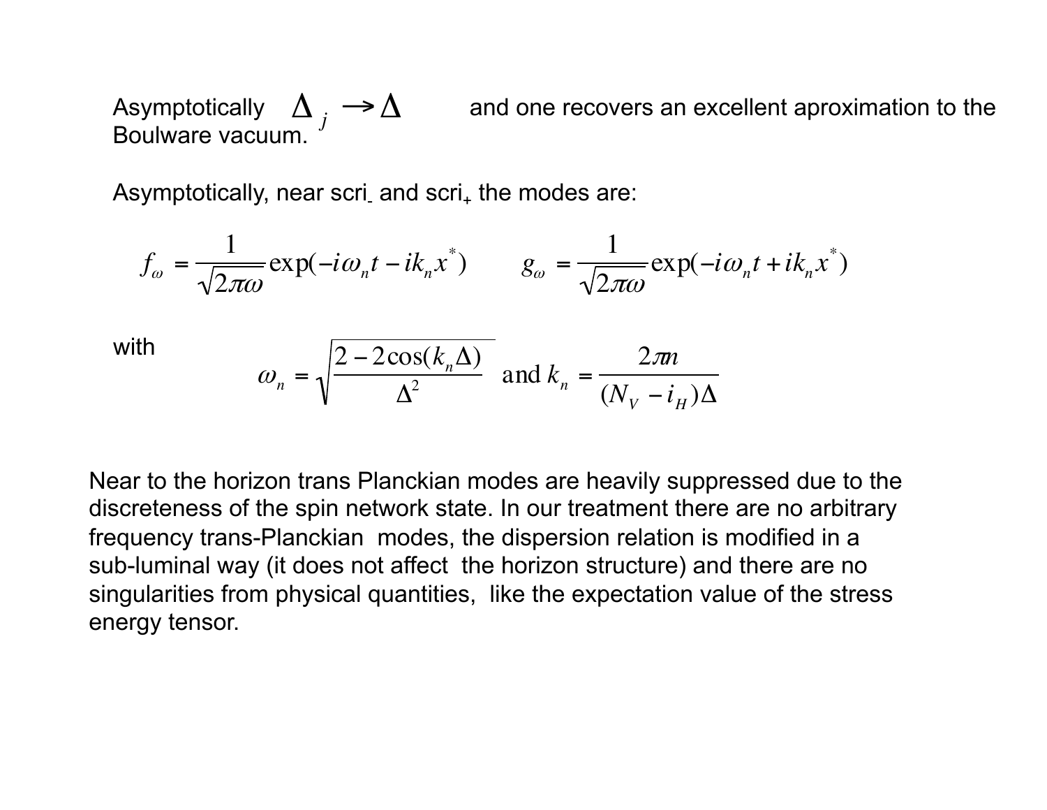Asymptotically $\Delta_j \rightarrow \Delta$ and one recovers an excellent aproximation to the Boulware vacuum.

Asymptotically, near scri$_-$ and scri$_+$ the modes are:

$$f_\omega = \frac{1}{\sqrt{2\pi\omega}} \exp(-i\omega_n t - ik_n x^*) \qquad g_\omega = \frac{1}{\sqrt{2\pi\omega}} \exp(-i\omega_n t + ik_n x^*)$$

with

$$\omega_n = \sqrt{\frac{2 - 2\cos(k_n \Delta)}{\Delta^2}} \text{ and } k_n = \frac{2\pi n}{(N_V - i_H)\Delta}$$

Near to the horizon trans Planckian modes are heavily suppressed due to the discreteness of the spin network state. In our treatment there are no arbitrary frequency trans-Planckian modes, the dispersion relation is modified in a sub-luminal way (it does not affect the horizon structure) and there are no singularities from physical quantities, like the expectation value of the stress energy tensor.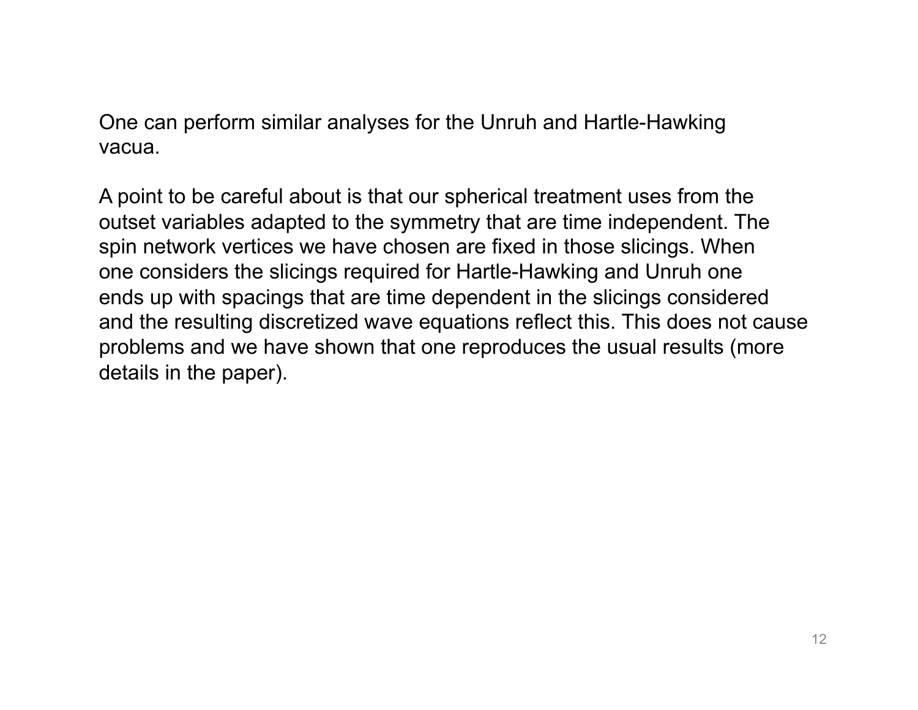One can perform similar analyses for the Unruh and Hartle-Hawking vacua.

A point to be careful about is that our spherical treatment uses from the outset variables adapted to the symmetry that are time independent. The spin network vertices we have chosen are fixed in those slicings. When one considers the slicings required for Hartle-Hawking and Unruh one ends up with spacings that are time dependent in the slicings considered and the resulting discretized wave equations reflect this. This does not cause problems and we have shown that one reproduces the usual results (more details in the paper).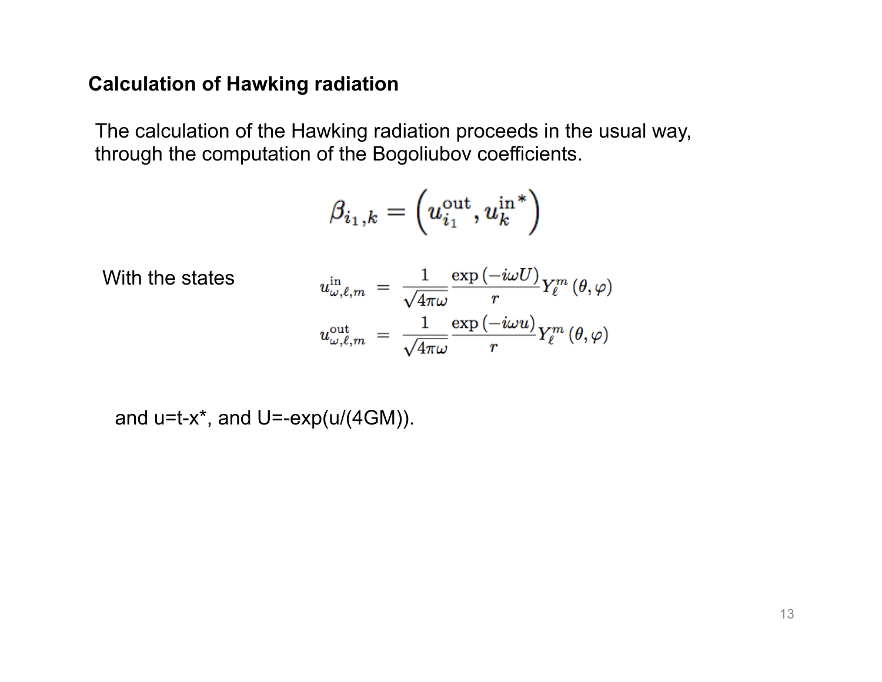## Calculation of Hawking radiation

The calculation of the Hawking radiation proceeds in the usual way, through the computation of the Bogoliubov coefficients.

$$\beta_{i_1,k} = \left(u_{i_1}^{\rm out}, u_k^{\rm in\,*}\right)$$

With the states

$$u_{\omega,\ell,m}^{\rm in} = \frac{1}{\sqrt{4\pi\omega}} \frac{\exp\left(-i\omega U\right)}{r} Y_\ell^m\left(\theta,\varphi\right)$$

$$u_{\omega,\ell,m}^{\rm out} = \frac{1}{\sqrt{4\pi\omega}} \frac{\exp\left(-i\omega u\right)}{r} Y_\ell^m\left(\theta,\varphi\right)$$

and u=t-x*, and U=-exp(u/(4GM)).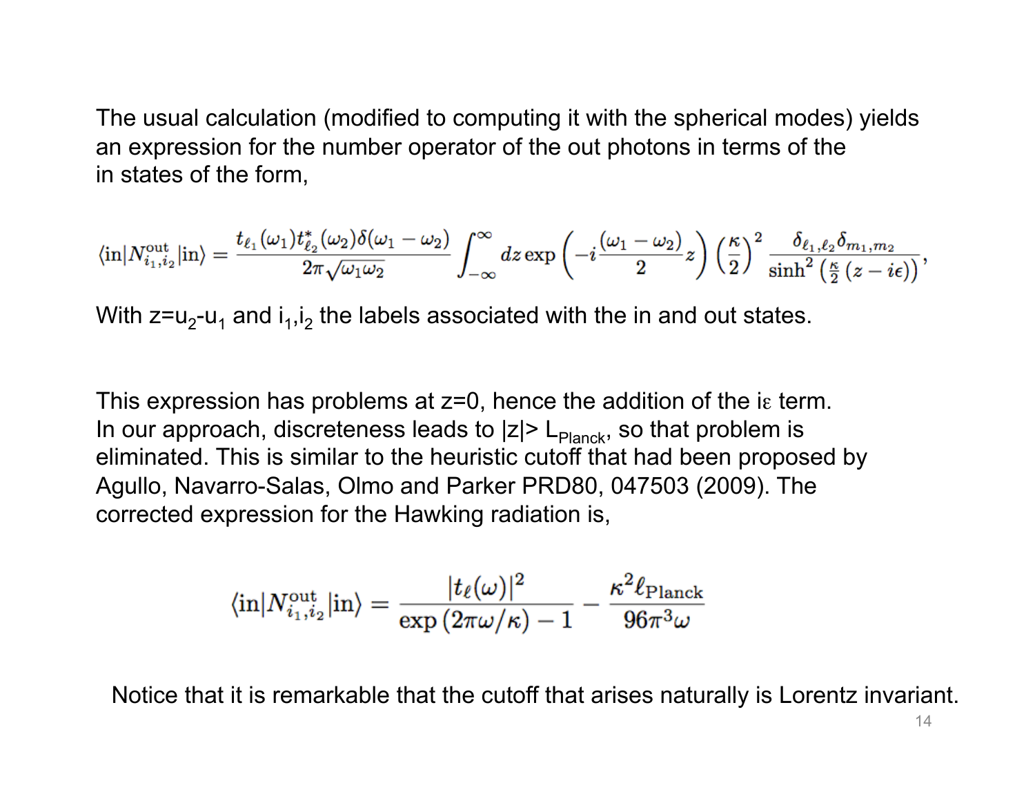The usual calculation (modified to computing it with the spherical modes) yields an expression for the number operator of the out photons in terms of the in states of the form,

$$\langle \text{in}|N^{\text{out}}_{i_1,i_2}|\text{in}\rangle = \frac{t_{\ell_1}(\omega_1)t^*_{\ell_2}(\omega_2)\delta(\omega_1-\omega_2)}{2\pi\sqrt{\omega_1\omega_2}}\int_{-\infty}^{\infty} dz \exp\left(-i\frac{(\omega_1-\omega_2)}{2}z\right)\left(\frac{\kappa}{2}\right)^2 \frac{\delta_{\ell_1,\ell_2}\delta_{m_1,m_2}}{\sinh^2\left(\frac{\kappa}{2}\left(z-i\epsilon\right)\right)},$$

With $z=u_2-u_1$ and $i_1,i_2$ the labels associated with the in and out states.

This expression has problems at z=0, hence the addition of the $i\epsilon$ term. In our approach, discreteness leads to $|z|> L_{\text{Planck}}$, so that problem is eliminated. This is similar to the heuristic cutoff that had been proposed by Agullo, Navarro-Salas, Olmo and Parker PRD80, 047503 (2009). The corrected expression for the Hawking radiation is,

$$\langle \text{in}|N^{\text{out}}_{i_1,i_2}|\text{in}\rangle = \frac{|t_\ell(\omega)|^2}{\exp\left(2\pi\omega/\kappa\right)-1} - \frac{\kappa^2\ell_{\text{Planck}}}{96\pi^3\omega}$$

Notice that it is remarkable that the cutoff that arises naturally is Lorentz invariant.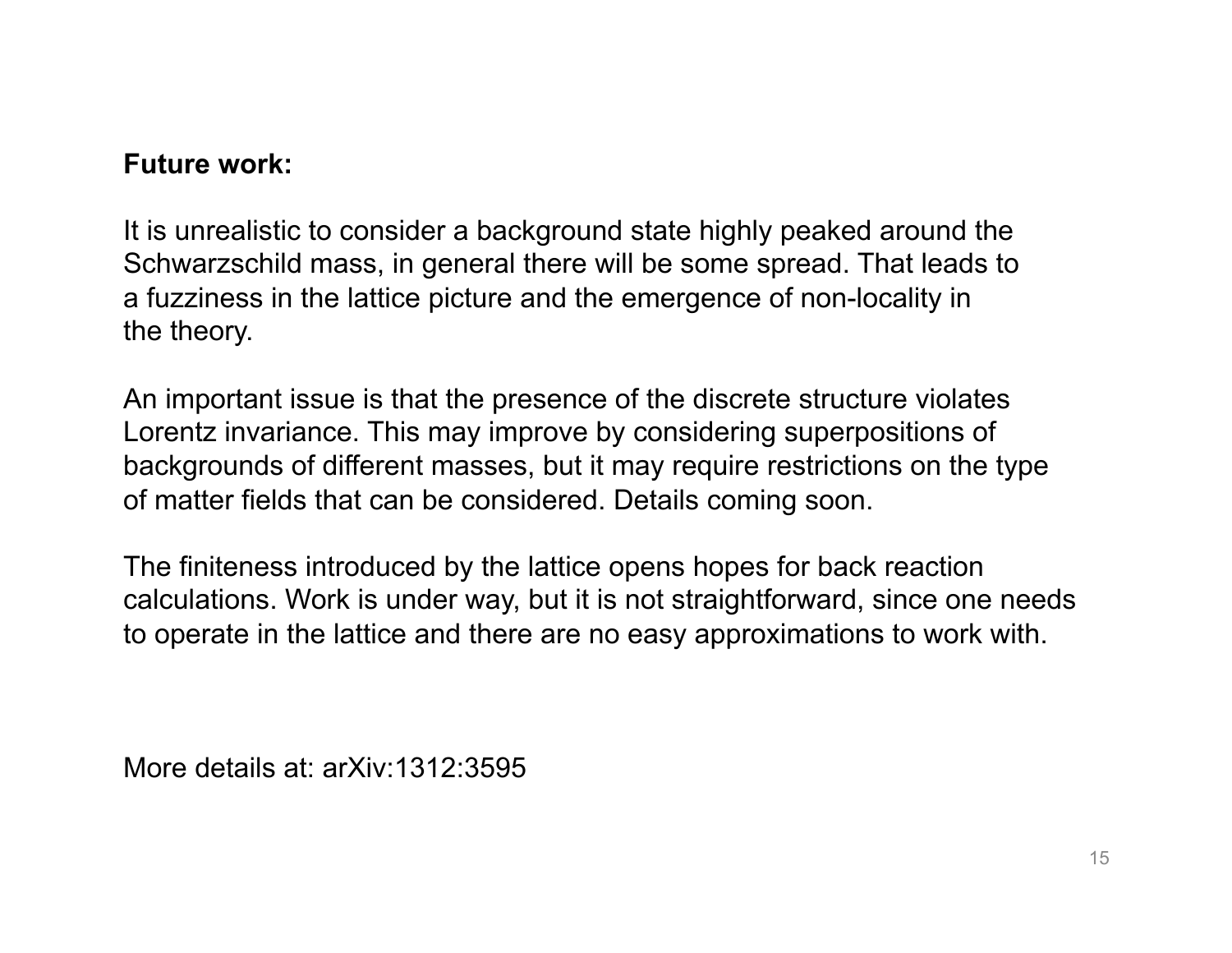**Future work:**

It is unrealistic to consider a background state highly peaked around the Schwarzschild mass, in general there will be some spread. That leads to a fuzziness in the lattice picture and the emergence of non-locality in the theory.

An important issue is that the presence of the discrete structure violates Lorentz invariance. This may improve by considering superpositions of backgrounds of different masses, but it may require restrictions on the type of matter fields that can be considered. Details coming soon.

The finiteness introduced by the lattice opens hopes for back reaction calculations. Work is under way, but it is not straightforward, since one needs to operate in the lattice and there are no easy approximations to work with.

More details at: arXiv:1312:3595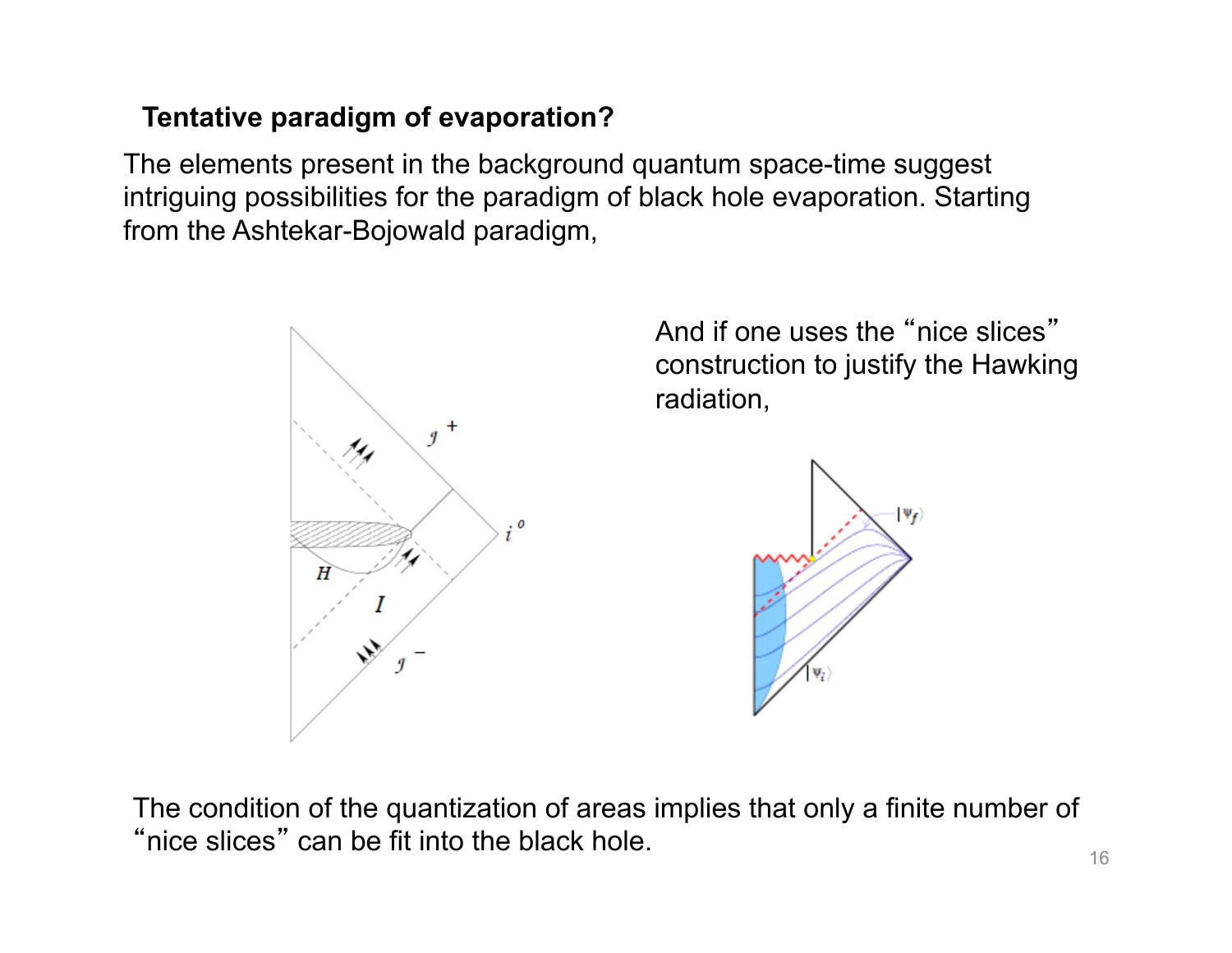**Tentative paradigm of evaporation?**

The elements present in the background quantum space-time suggest intriguing possibilities for the paradigm of black hole evaporation. Starting from the Ashtekar-Bojowald paradigm,

And if one uses the "nice slices" construction to justify the Hawking radiation,

The condition of the quantization of areas implies that only a finite number of "nice slices" can be fit into the black hole.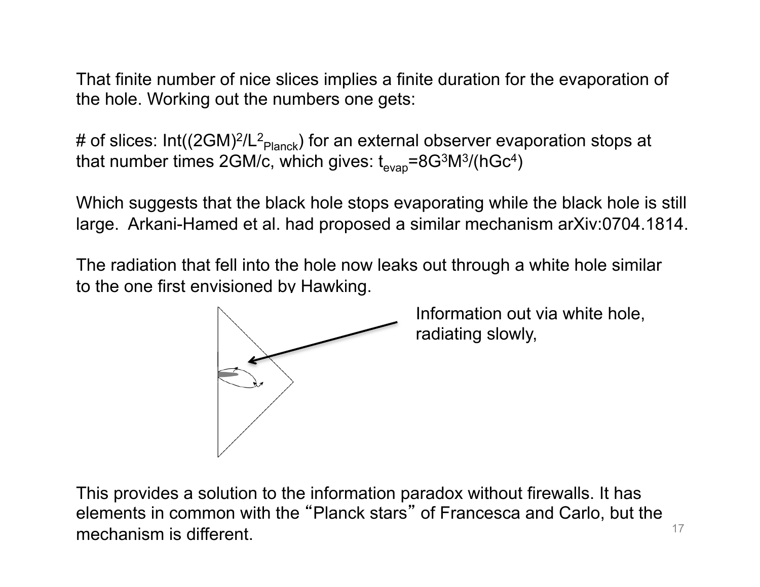That finite number of nice slices implies a finite duration for the evaporation of the hole. Working out the numbers one gets:

# of slices: Int($(2GM)^2/L^2_{Planck}$) for an external observer evaporation stops at that number times 2GM/c, which gives: $t_{evap}=8G^3M^3/(hGc^4)$

Which suggests that the black hole stops evaporating while the black hole is still large. Arkani-Hamed et al. had proposed a similar mechanism arXiv:0704.1814.

The radiation that fell into the hole now leaks out through a white hole similar to the one first envisioned by Hawking.

Information out via white hole, radiating slowly,

This provides a solution to the information paradox without firewalls. It has elements in common with the “Planck stars” of Francesca and Carlo, but the mechanism is different.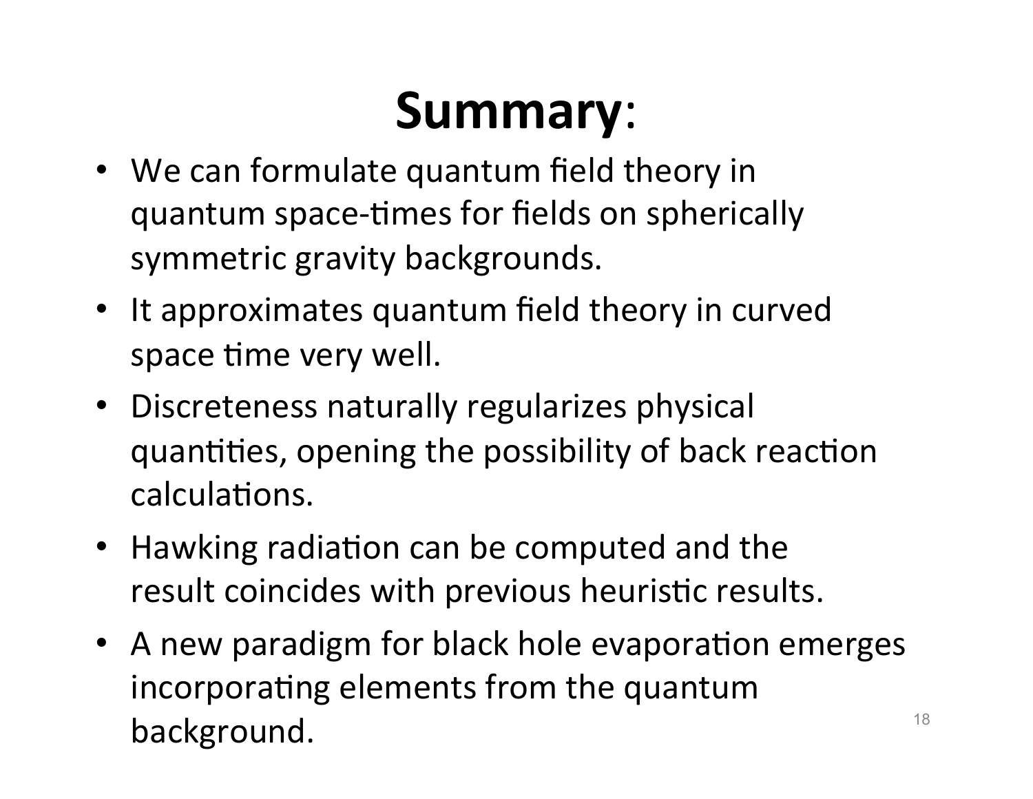# **Summary**:

- We can formulate quantum field theory in quantum space-times for fields on spherically symmetric gravity backgrounds.
- It approximates quantum field theory in curved space time very well.
- Discreteness naturally regularizes physical quantities, opening the possibility of back reaction calculations.
- Hawking radiation can be computed and the result coincides with previous heuristic results.
- A new paradigm for black hole evaporation emerges incorporating elements from the quantum background.